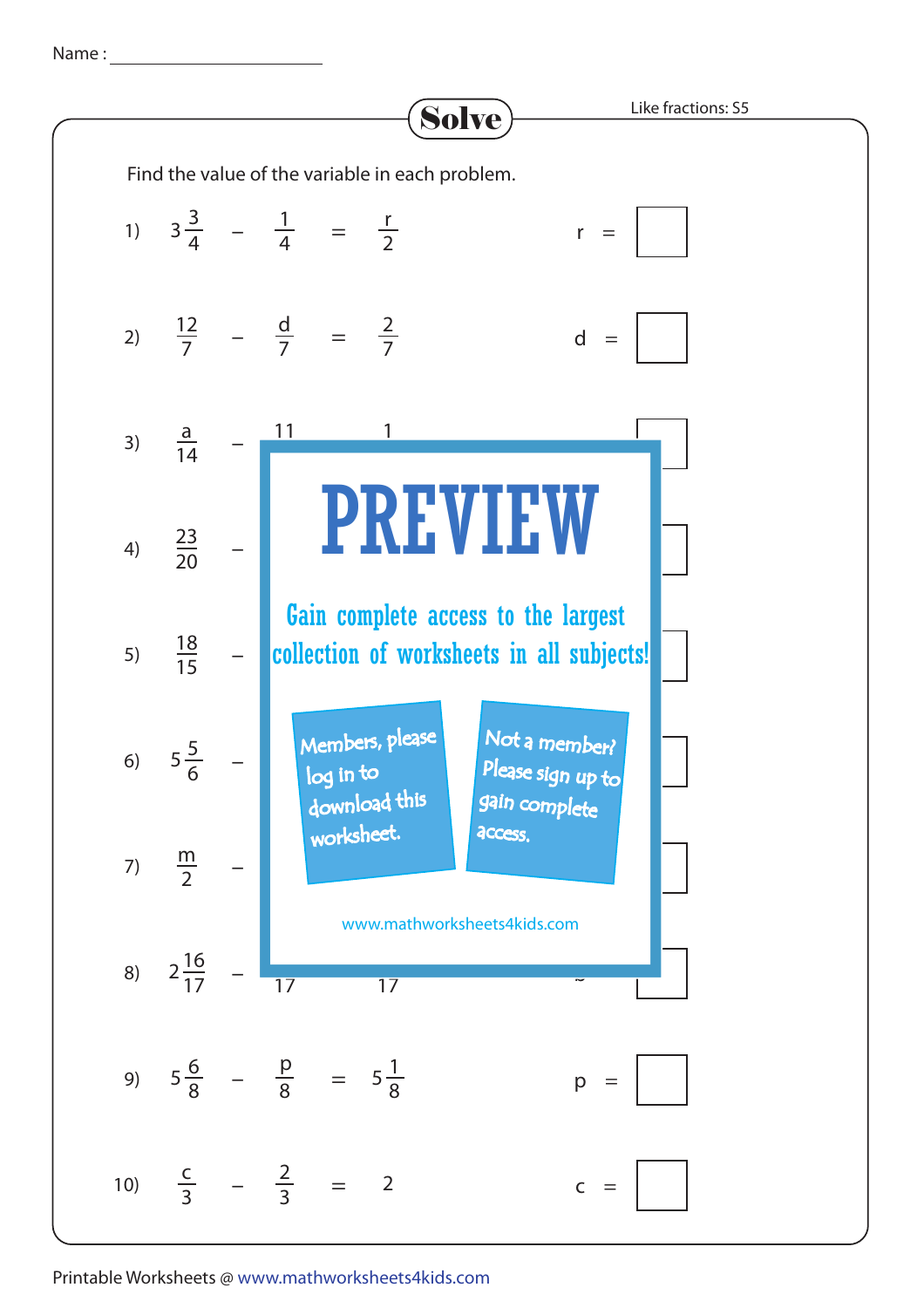Name : ______________________

# Solve

Like fractions: S5

Find the value of the variable in each problem.

1) $3\frac{3}{4} - \frac{1}{4} = \frac{r}{2}$  r = ☐

2) $\frac{12}{7} - \frac{d}{7} = \frac{2}{7}$  d = ☐

3) $\frac{a}{14} - \frac{11}{} \quad \frac{1}{}$ ☐

4) $\frac{23}{20} -$ ☐

5) $\frac{18}{15} -$ ☐

6) $5\frac{5}{6} -$ ☐

7) $\frac{m}{2} -$ ☐

8) $2\frac{16}{17} - \frac{}{17} \quad \frac{}{17}$ ☐

9) $5\frac{6}{8} - \frac{p}{8} = 5\frac{1}{8}$  p = ☐

10) $\frac{c}{3} - \frac{2}{3} = 2$  c = ☐

**PREVIEW**

Gain complete access to the largest collection of worksheets in all subjects!

Members, please log in to download this worksheet.

Not a member? Please sign up to gain complete access.

www.mathworksheets4kids.com

Printable Worksheets @ www.mathworksheets4kids.com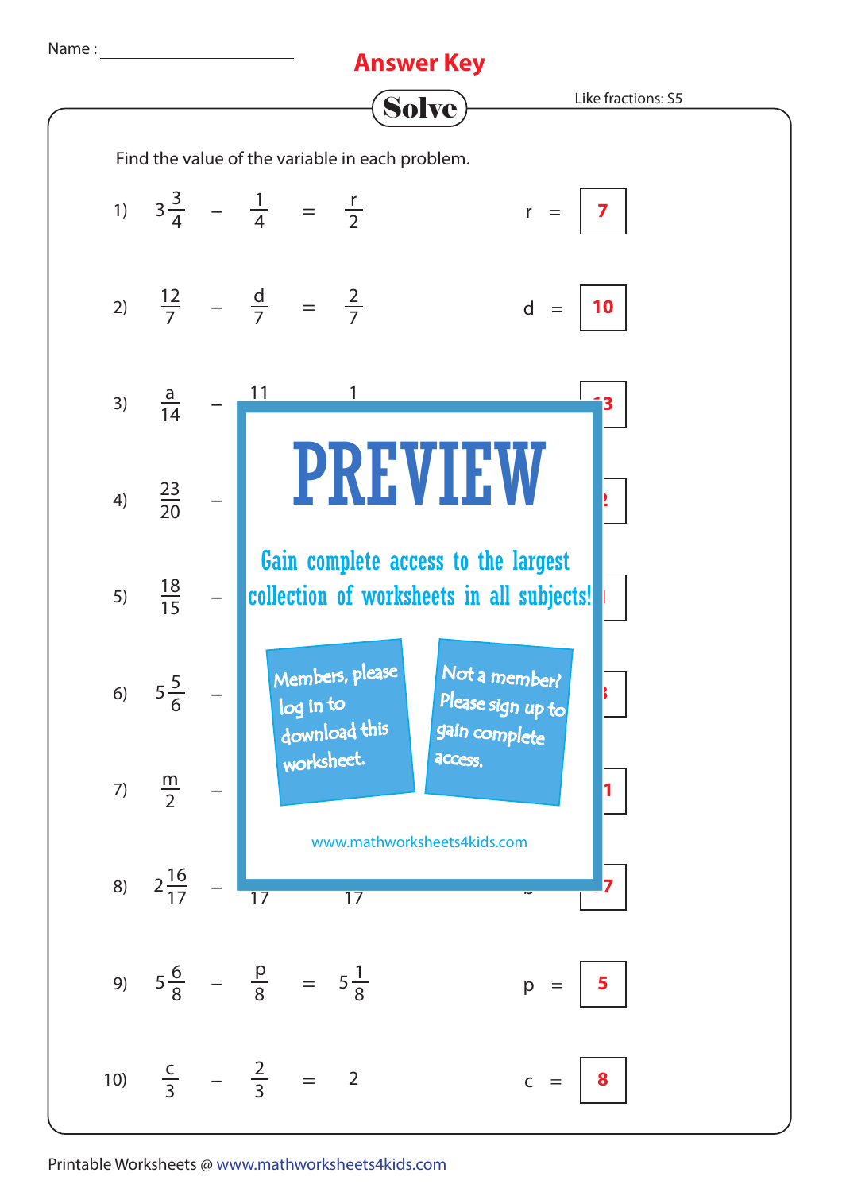Name : ____________________

**Answer Key**

## Solve

Like fractions: S5

Find the value of the variable in each problem.

1) $3\frac{3}{4} - \frac{1}{4} = \frac{r}{2}$ &nbsp;&nbsp;&nbsp; r = **7**

2) $\frac{12}{7} - \frac{d}{7} = \frac{2}{7}$ &nbsp;&nbsp;&nbsp; d = **10**

3) $\frac{a}{14} - \frac{11}{} \quad \frac{1}{}$ &nbsp;&nbsp;&nbsp; **13**

4) $\frac{23}{20} -$

5) $\frac{18}{15} -$

6) $5\frac{5}{6} -$

7) $\frac{m}{2} -$ &nbsp;&nbsp;&nbsp; **1**

8) $2\frac{16}{17} - \frac{}{17} \quad \frac{}{17}$ &nbsp;&nbsp;&nbsp; **7**

9) $5\frac{6}{8} - \frac{p}{8} = 5\frac{1}{8}$ &nbsp;&nbsp;&nbsp; p = **5**

10) $\frac{c}{3} - \frac{2}{3} = 2$ &nbsp;&nbsp;&nbsp; c = **8**

# PREVIEW

Gain complete access to the largest collection of worksheets in all subjects!

Members, please log in to download this worksheet.

Not a member? Please sign up to gain complete access.

www.mathworksheets4kids.com

Printable Worksheets @ www.mathworksheets4kids.com